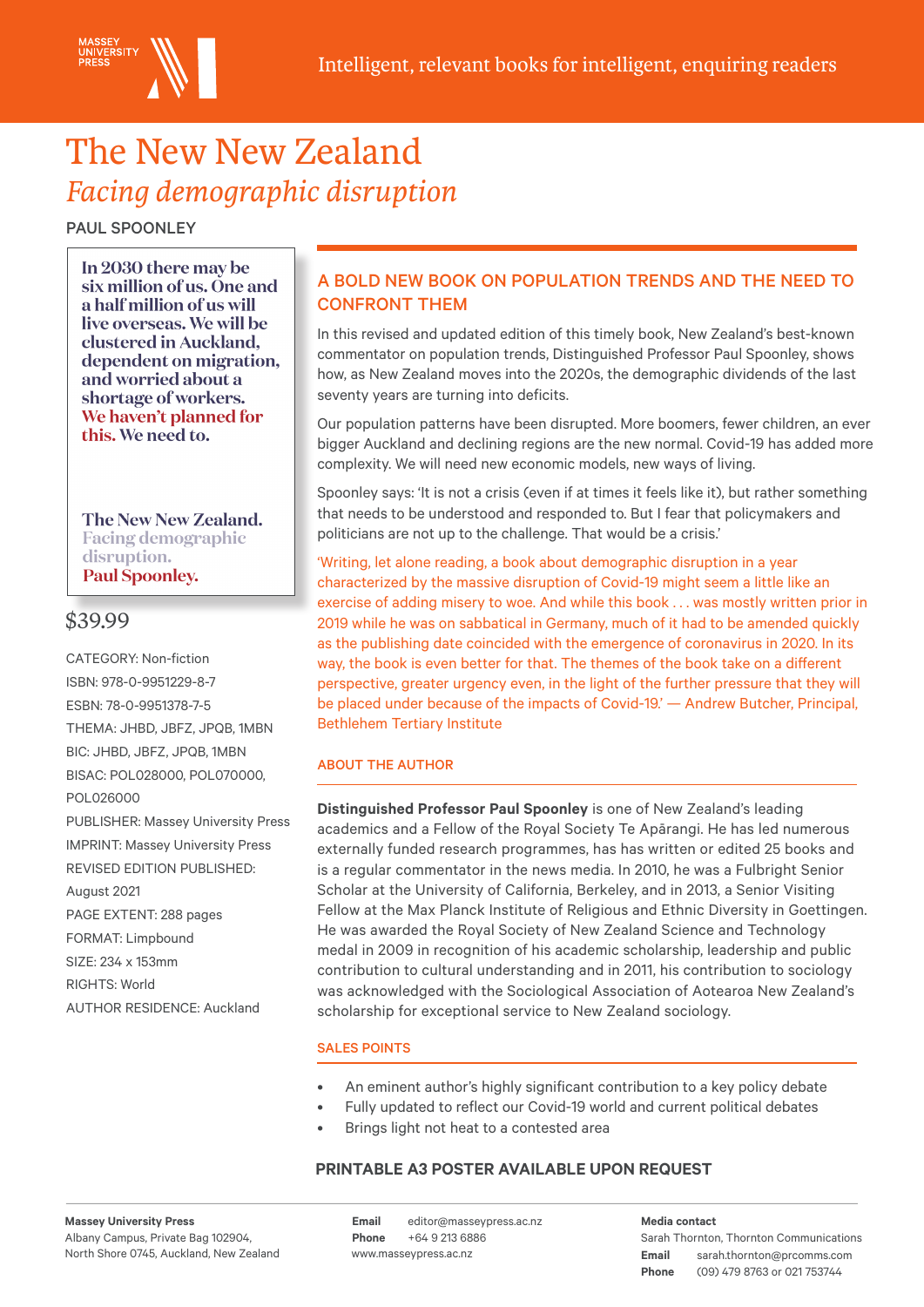MASSEY UNIVERSITY PRESS

Intelligent, relevant books for intelligent, enquiring readers

# The New New Zealand

## *Facing demographic disruption*

PAUL SPOONLEY

**In 2030 there may be six million of us. One and a half million of us will live overseas. We will be clustered in Auckland, dependent on migration, and worried about a shortage of workers. We haven't planned for this. We need to.**

**The New New Zealand. Facing demographic disruption. Paul Spoonley.**

$39.99

CATEGORY: Non-fiction
ISBN: 978-0-9951229-8-7
ESBN: 78-0-9951378-7-5
THEMA: JHBD, JBFZ, JPQB, 1MBN
BIC: JHBD, JBFZ, JPQB, 1MBN
BISAC: POL028000, POL070000, POL026000
PUBLISHER: Massey University Press
IMPRINT: Massey University Press
REVISED EDITION PUBLISHED: August 2021
PAGE EXTENT: 288 pages
FORMAT: Limpbound
SIZE: 234 x 153mm
RIGHTS: World
AUTHOR RESIDENCE: Auckland

### A BOLD NEW BOOK ON POPULATION TRENDS AND THE NEED TO CONFRONT THEM

In this revised and updated edition of this timely book, New Zealand's best-known commentator on population trends, Distinguished Professor Paul Spoonley, shows how, as New Zealand moves into the 2020s, the demographic dividends of the last seventy years are turning into deficits.

Our population patterns have been disrupted. More boomers, fewer children, an ever bigger Auckland and declining regions are the new normal. Covid-19 has added more complexity. We will need new economic models, new ways of living.

Spoonley says: 'It is not a crisis (even if at times it feels like it), but rather something that needs to be understood and responded to. But I fear that policymakers and politicians are not up to the challenge. That would be a crisis.'

'Writing, let alone reading, a book about demographic disruption in a year characterized by the massive disruption of Covid-19 might seem a little like an exercise of adding misery to woe. And while this book . . . was mostly written prior in 2019 while he was on sabbatical in Germany, much of it had to be amended quickly as the publishing date coincided with the emergence of coronavirus in 2020. In its way, the book is even better for that. The themes of the book take on a different perspective, greater urgency even, in the light of the further pressure that they will be placed under because of the impacts of Covid-19.' — Andrew Butcher, Principal, Bethlehem Tertiary Institute

### ABOUT THE AUTHOR

**Distinguished Professor Paul Spoonley** is one of New Zealand's leading academics and a Fellow of the Royal Society Te Apārangi. He has led numerous externally funded research programmes, has has written or edited 25 books and is a regular commentator in the news media. In 2010, he was a Fulbright Senior Scholar at the University of California, Berkeley, and in 2013, a Senior Visiting Fellow at the Max Planck Institute of Religious and Ethnic Diversity in Goettingen. He was awarded the Royal Society of New Zealand Science and Technology medal in 2009 in recognition of his academic scholarship, leadership and public contribution to cultural understanding and in 2011, his contribution to sociology was acknowledged with the Sociological Association of Aotearoa New Zealand's scholarship for exceptional service to New Zealand sociology.

### SALES POINTS

- An eminent author's highly significant contribution to a key policy debate
- Fully updated to reflect our Covid-19 world and current political debates
- Brings light not heat to a contested area

**PRINTABLE A3 POSTER AVAILABLE UPON REQUEST**

**Massey University Press**
Albany Campus, Private Bag 102904,
North Shore 0745, Auckland, New Zealand

**Email** editor@masseypress.ac.nz
**Phone** +64 9 213 6886
www.masseypress.ac.nz

**Media contact**
Sarah Thornton, Thornton Communications
**Email** sarah.thornton@prcomms.com
**Phone** (09) 479 8763 or 021 753744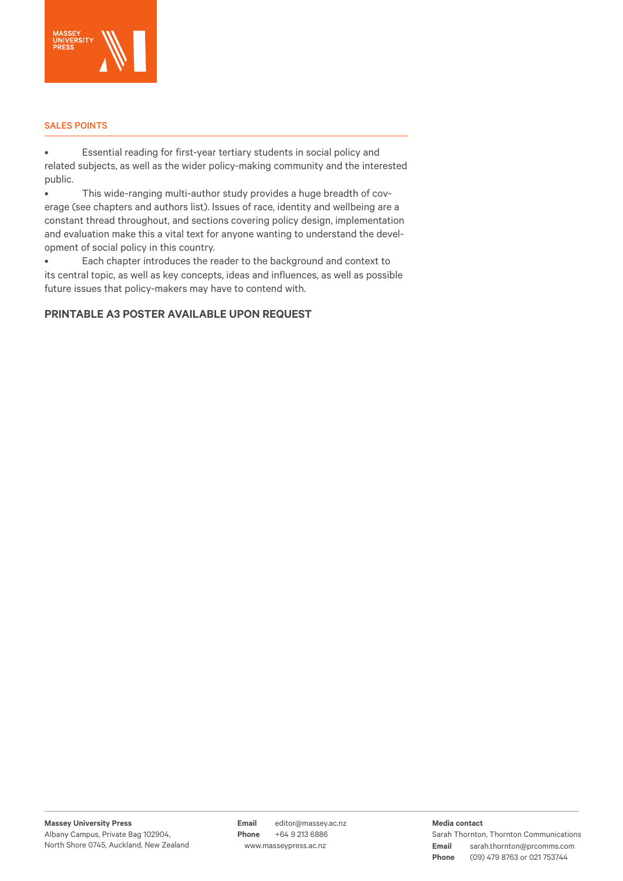## SALES POINTS

- Essential reading for first-year tertiary students in social policy and related subjects, as well as the wider policy-making community and the interested public.
- This wide-ranging multi-author study provides a huge breadth of coverage (see chapters and authors list). Issues of race, identity and wellbeing are a constant thread throughout, and sections covering policy design, implementation and evaluation make this a vital text for anyone wanting to understand the development of social policy in this country.
- Each chapter introduces the reader to the background and context to its central topic, as well as key concepts, ideas and influences, as well as possible future issues that policy-makers may have to contend with.

**PRINTABLE A3 POSTER AVAILABLE UPON REQUEST**

**Massey University Press**
Albany Campus, Private Bag 102904,
North Shore 0745, Auckland, New Zealand

**Email** editor@massey.ac.nz
**Phone** +64 9 213 6886
www.masseypress.ac.nz

**Media contact**
Sarah Thornton, Thornton Communications
**Email** sarah.thornton@prcomms.com
**Phone** (09) 479 8763 or 021 753744